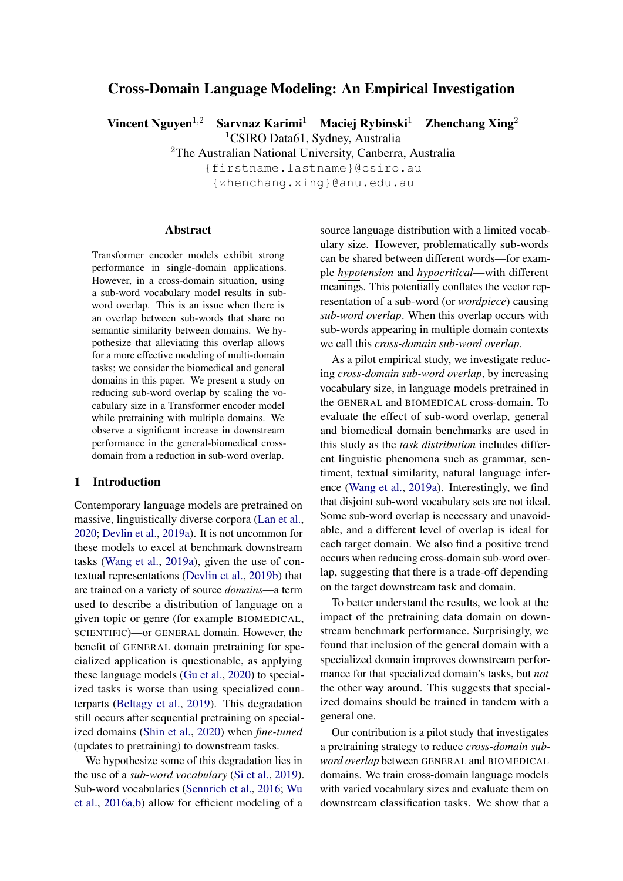# Cross-Domain Language Modeling: An Empirical Investigation

**Vincent Nguyen**[1,2] **Sarvnaz Karimi**[1] **Maciej Rybinski**[1] **Zhenchang Xing**[2]

[1]CSIRO Data61, Sydney, Australia

[2]The Australian National University, Canberra, Australia

`{firstname.lastname}@csiro.au`

`{zhenchang.xing}@anu.edu.au`

## Abstract

Transformer encoder models exhibit strong performance in single-domain applications. However, in a cross-domain situation, using a sub-word vocabulary model results in sub-word overlap. This is an issue when there is an overlap between sub-words that share no semantic similarity between domains. We hypothesize that alleviating this overlap allows for a more effective modeling of multi-domain tasks; we consider the biomedical and general domains in this paper. We present a study on reducing sub-word overlap by scaling the vocabulary size in a Transformer encoder model while pretraining with multiple domains. We observe a significant increase in downstream performance in the general-biomedical cross-domain from a reduction in sub-word overlap.

## 1 Introduction

Contemporary language models are pretrained on massive, linguistically diverse corpora (Lan et al., 2020; Devlin et al., 2019a). It is not uncommon for these models to excel at benchmark downstream tasks (Wang et al., 2019a), given the use of contextual representations (Devlin et al., 2019b) that are trained on a variety of source *domains*—a term used to describe a distribution of language on a given topic or genre (for example BIOMEDICAL, SCIENTIFIC)—or GENERAL domain. However, the benefit of GENERAL domain pretraining for specialized application is questionable, as applying these language models (Gu et al., 2020) to specialized tasks is worse than using specialized counterparts (Beltagy et al., 2019). This degradation still occurs after sequential pretraining on specialized domains (Shin et al., 2020) when *fine-tuned* (updates to pretraining) to downstream tasks.

We hypothesize some of this degradation lies in the use of a *sub-word vocabulary* (Si et al., 2019). Sub-word vocabularies (Sennrich et al., 2016; Wu et al., 2016a,b) allow for efficient modeling of a source language distribution with a limited vocabulary size. However, problematically sub-words can be shared between different words—for example *hypotension* and *hypocritical*—with different meanings. This potentially conflates the vector representation of a sub-word (or *wordpiece*) causing *sub-word overlap*. When this overlap occurs with sub-words appearing in multiple domain contexts we call this *cross-domain sub-word overlap*.

As a pilot empirical study, we investigate reducing *cross-domain sub-word overlap*, by increasing vocabulary size, in language models pretrained in the GENERAL and BIOMEDICAL cross-domain. To evaluate the effect of sub-word overlap, general and biomedical domain benchmarks are used in this study as the *task distribution* includes different linguistic phenomena such as grammar, sentiment, textual similarity, natural language inference (Wang et al., 2019a). Interestingly, we find that disjoint sub-word vocabulary sets are not ideal. Some sub-word overlap is necessary and unavoidable, and a different level of overlap is ideal for each target domain. We also find a positive trend occurs when reducing cross-domain sub-word overlap, suggesting that there is a trade-off depending on the target downstream task and domain.

To better understand the results, we look at the impact of the pretraining data domain on downstream benchmark performance. Surprisingly, we found that inclusion of the general domain with a specialized domain improves downstream performance for that specialized domain's tasks, but *not* the other way around. This suggests that specialized domains should be trained in tandem with a general one.

Our contribution is a pilot study that investigates a pretraining strategy to reduce *cross-domain sub-word overlap* between GENERAL and BIOMEDICAL domains. We train cross-domain language models with varied vocabulary sizes and evaluate them on downstream classification tasks. We show that a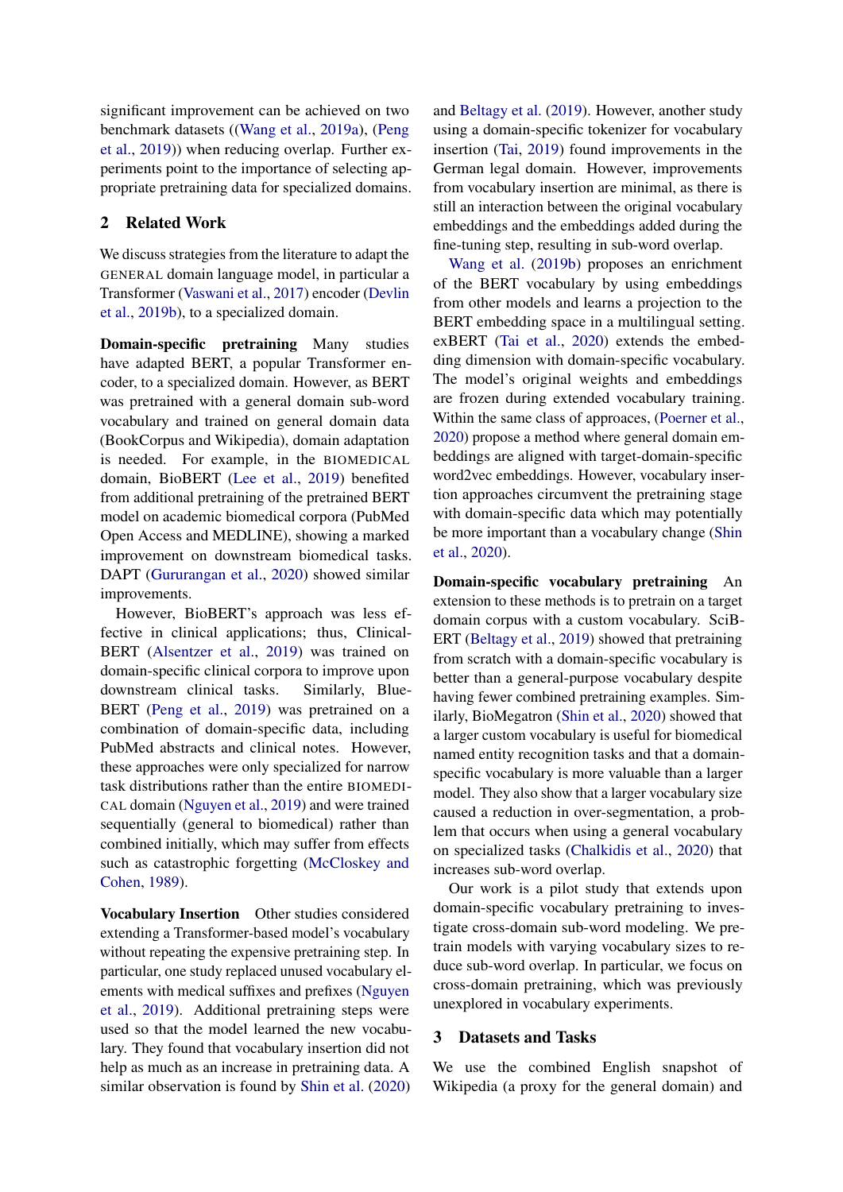significant improvement can be achieved on two benchmark datasets ((Wang et al., 2019a), (Peng et al., 2019)) when reducing overlap. Further experiments point to the importance of selecting appropriate pretraining data for specialized domains.

## 2 Related Work

We discuss strategies from the literature to adapt the GENERAL domain language model, in particular a Transformer (Vaswani et al., 2017) encoder (Devlin et al., 2019b), to a specialized domain.

**Domain-specific pretraining** Many studies have adapted BERT, a popular Transformer encoder, to a specialized domain. However, as BERT was pretrained with a general domain sub-word vocabulary and trained on general domain data (BookCorpus and Wikipedia), domain adaptation is needed. For example, in the BIOMEDICAL domain, BioBERT (Lee et al., 2019) benefited from additional pretraining of the pretrained BERT model on academic biomedical corpora (PubMed Open Access and MEDLINE), showing a marked improvement on downstream biomedical tasks. DAPT (Gururangan et al., 2020) showed similar improvements.

However, BioBERT's approach was less effective in clinical applications; thus, ClinicalBERT (Alsentzer et al., 2019) was trained on domain-specific clinical corpora to improve upon downstream clinical tasks. Similarly, BlueBERT (Peng et al., 2019) was pretrained on a combination of domain-specific data, including PubMed abstracts and clinical notes. However, these approaches were only specialized for narrow task distributions rather than the entire BIOMEDICAL domain (Nguyen et al., 2019) and were trained sequentially (general to biomedical) rather than combined initially, which may suffer from effects such as catastrophic forgetting (McCloskey and Cohen, 1989).

**Vocabulary Insertion** Other studies considered extending a Transformer-based model's vocabulary without repeating the expensive pretraining step. In particular, one study replaced unused vocabulary elements with medical suffixes and prefixes (Nguyen et al., 2019). Additional pretraining steps were used so that the model learned the new vocabulary. They found that vocabulary insertion did not help as much as an increase in pretraining data. A similar observation is found by Shin et al. (2020) and Beltagy et al. (2019). However, another study using a domain-specific tokenizer for vocabulary insertion (Tai, 2019) found improvements in the German legal domain. However, improvements from vocabulary insertion are minimal, as there is still an interaction between the original vocabulary embeddings and the embeddings added during the fine-tuning step, resulting in sub-word overlap.

Wang et al. (2019b) proposes an enrichment of the BERT vocabulary by using embeddings from other models and learns a projection to the BERT embedding space in a multilingual setting. exBERT (Tai et al., 2020) extends the embedding dimension with domain-specific vocabulary. The model's original weights and embeddings are frozen during extended vocabulary training. Within the same class of approaces, (Poerner et al., 2020) propose a method where general domain embeddings are aligned with target-domain-specific word2vec embeddings. However, vocabulary insertion approaches circumvent the pretraining stage with domain-specific data which may potentially be more important than a vocabulary change (Shin et al., 2020).

**Domain-specific vocabulary pretraining** An extension to these methods is to pretrain on a target domain corpus with a custom vocabulary. SciBERT (Beltagy et al., 2019) showed that pretraining from scratch with a domain-specific vocabulary is better than a general-purpose vocabulary despite having fewer combined pretraining examples. Similarly, BioMegatron (Shin et al., 2020) showed that a larger custom vocabulary is useful for biomedical named entity recognition tasks and that a domain-specific vocabulary is more valuable than a larger model. They also show that a larger vocabulary size caused a reduction in over-segmentation, a problem that occurs when using a general vocabulary on specialized tasks (Chalkidis et al., 2020) that increases sub-word overlap.

Our work is a pilot study that extends upon domain-specific vocabulary pretraining to investigate cross-domain sub-word modeling. We pretrain models with varying vocabulary sizes to reduce sub-word overlap. In particular, we focus on cross-domain pretraining, which was previously unexplored in vocabulary experiments.

## 3 Datasets and Tasks

We use the combined English snapshot of Wikipedia (a proxy for the general domain) and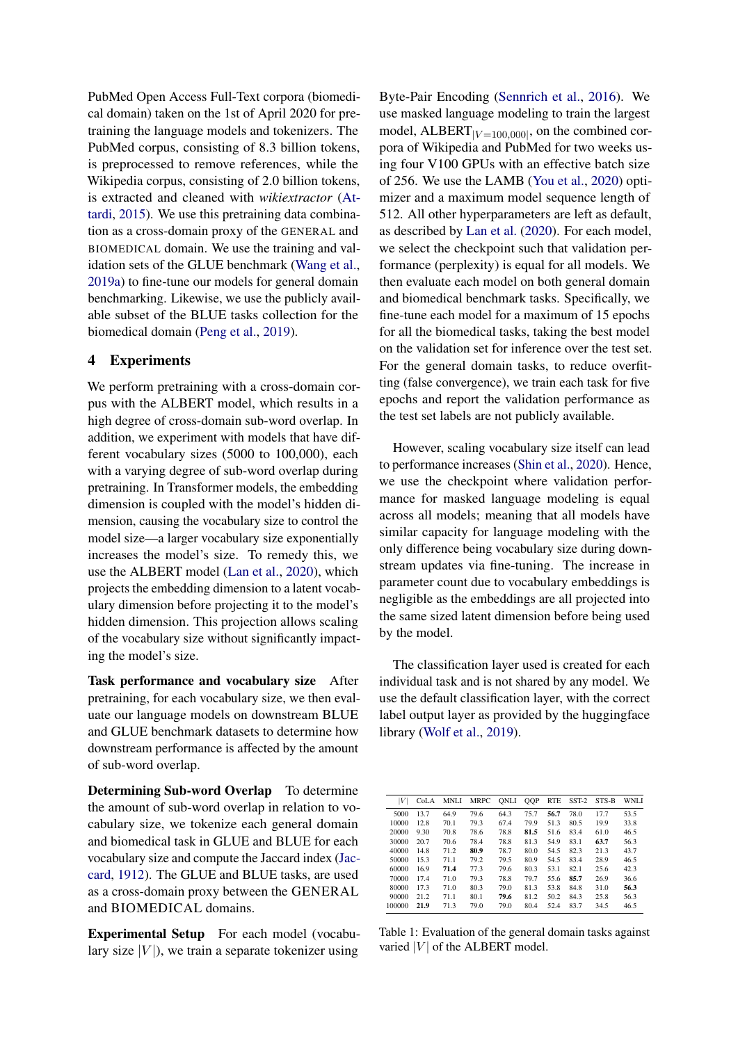PubMed Open Access Full-Text corpora (biomedical domain) taken on the 1st of April 2020 for pretraining the language models and tokenizers. The PubMed corpus, consisting of 8.3 billion tokens, is preprocessed to remove references, while the Wikipedia corpus, consisting of 2.0 billion tokens, is extracted and cleaned with *wikiextractor* (Attardi, 2015). We use this pretraining data combination as a cross-domain proxy of the GENERAL and BIOMEDICAL domain. We use the training and validation sets of the GLUE benchmark (Wang et al., 2019a) to fine-tune our models for general domain benchmarking. Likewise, we use the publicly available subset of the BLUE tasks collection for the biomedical domain (Peng et al., 2019).

## 4 Experiments

We perform pretraining with a cross-domain corpus with the ALBERT model, which results in a high degree of cross-domain sub-word overlap. In addition, we experiment with models that have different vocabulary sizes (5000 to 100,000), each with a varying degree of sub-word overlap during pretraining. In Transformer models, the embedding dimension is coupled with the model's hidden dimension, causing the vocabulary size to control the model size—a larger vocabulary size exponentially increases the model's size. To remedy this, we use the ALBERT model (Lan et al., 2020), which projects the embedding dimension to a latent vocabulary dimension before projecting it to the model's hidden dimension. This projection allows scaling of the vocabulary size without significantly impacting the model's size.

**Task performance and vocabulary size** After pretraining, for each vocabulary size, we then evaluate our language models on downstream BLUE and GLUE benchmark datasets to determine how downstream performance is affected by the amount of sub-word overlap.

**Determining Sub-word Overlap** To determine the amount of sub-word overlap in relation to vocabulary size, we tokenize each general domain and biomedical task in GLUE and BLUE for each vocabulary size and compute the Jaccard index (Jaccard, 1912). The GLUE and BLUE tasks, are used as a cross-domain proxy between the GENERAL and BIOMEDICAL domains.

**Experimental Setup** For each model (vocabulary size $|V|$), we train a separate tokenizer using Byte-Pair Encoding (Sennrich et al., 2016). We use masked language modeling to train the largest model, ALBERT$_{|V=100,000|}$, on the combined corpora of Wikipedia and PubMed for two weeks using four V100 GPUs with an effective batch size of 256. We use the LAMB (You et al., 2020) optimizer and a maximum model sequence length of 512. All other hyperparameters are left as default, as described by Lan et al. (2020). For each model, we select the checkpoint such that validation performance (perplexity) is equal for all models. We then evaluate each model on both general domain and biomedical benchmark tasks. Specifically, we fine-tune each model for a maximum of 15 epochs for all the biomedical tasks, taking the best model on the validation set for inference over the test set. For the general domain tasks, to reduce overfitting (false convergence), we train each task for five epochs and report the validation performance as the test set labels are not publicly available.

However, scaling vocabulary size itself can lead to performance increases (Shin et al., 2020). Hence, we use the checkpoint where validation performance for masked language modeling is equal across all models; meaning that all models have similar capacity for language modeling with the only difference being vocabulary size during downstream updates via fine-tuning. The increase in parameter count due to vocabulary embeddings is negligible as the embeddings are all projected into the same sized latent dimension before being used by the model.

The classification layer used is created for each individual task and is not shared by any model. We use the default classification layer, with the correct label output layer as provided by the huggingface library (Wolf et al., 2019).

| $\|V\|$ | CoLA | MNLI | MRPC | QNLI | QQP | RTE | SST-2 | STS-B | WNLI |
|---|---|---|---|---|---|---|---|---|---|
| 5000 | 13.7 | 64.9 | 79.6 | 64.3 | 75.7 | **56.7** | 78.0 | 17.7 | 53.5 |
| 10000 | 12.8 | 70.1 | 79.3 | 67.4 | 79.9 | 51.3 | 80.5 | 19.9 | 33.8 |
| 20000 | 9.30 | 70.8 | 78.6 | 78.8 | **81.5** | 51.6 | 83.4 | 61.0 | 46.5 |
| 30000 | 20.7 | 70.6 | 78.4 | 78.8 | 81.3 | 54.9 | 83.1 | **63.7** | 56.3 |
| 40000 | 14.8 | 71.2 | **80.9** | 78.7 | 80.0 | 54.5 | 82.3 | 21.3 | 43.7 |
| 50000 | 15.3 | 71.1 | 79.2 | 79.5 | 80.9 | 54.5 | 83.4 | 28.9 | 46.5 |
| 60000 | 16.9 | **71.4** | 77.3 | 79.6 | 80.3 | 53.1 | 82.1 | 25.6 | 42.3 |
| 70000 | 17.4 | 71.0 | 79.3 | 78.8 | 79.7 | 55.6 | **85.7** | 26.9 | 36.6 |
| 80000 | 17.3 | 71.0 | 80.3 | 79.0 | 81.3 | 53.8 | 84.8 | 31.0 | **56.3** |
| 90000 | 21.2 | 71.1 | 80.1 | **79.6** | 81.2 | 50.2 | 84.3 | 25.8 | 56.3 |
| 100000 | **21.9** | 71.3 | 79.0 | 79.0 | 80.4 | 52.4 | 83.7 | 34.5 | 46.5 |

Table 1: Evaluation of the general domain tasks against varied $|V|$ of the ALBERT model.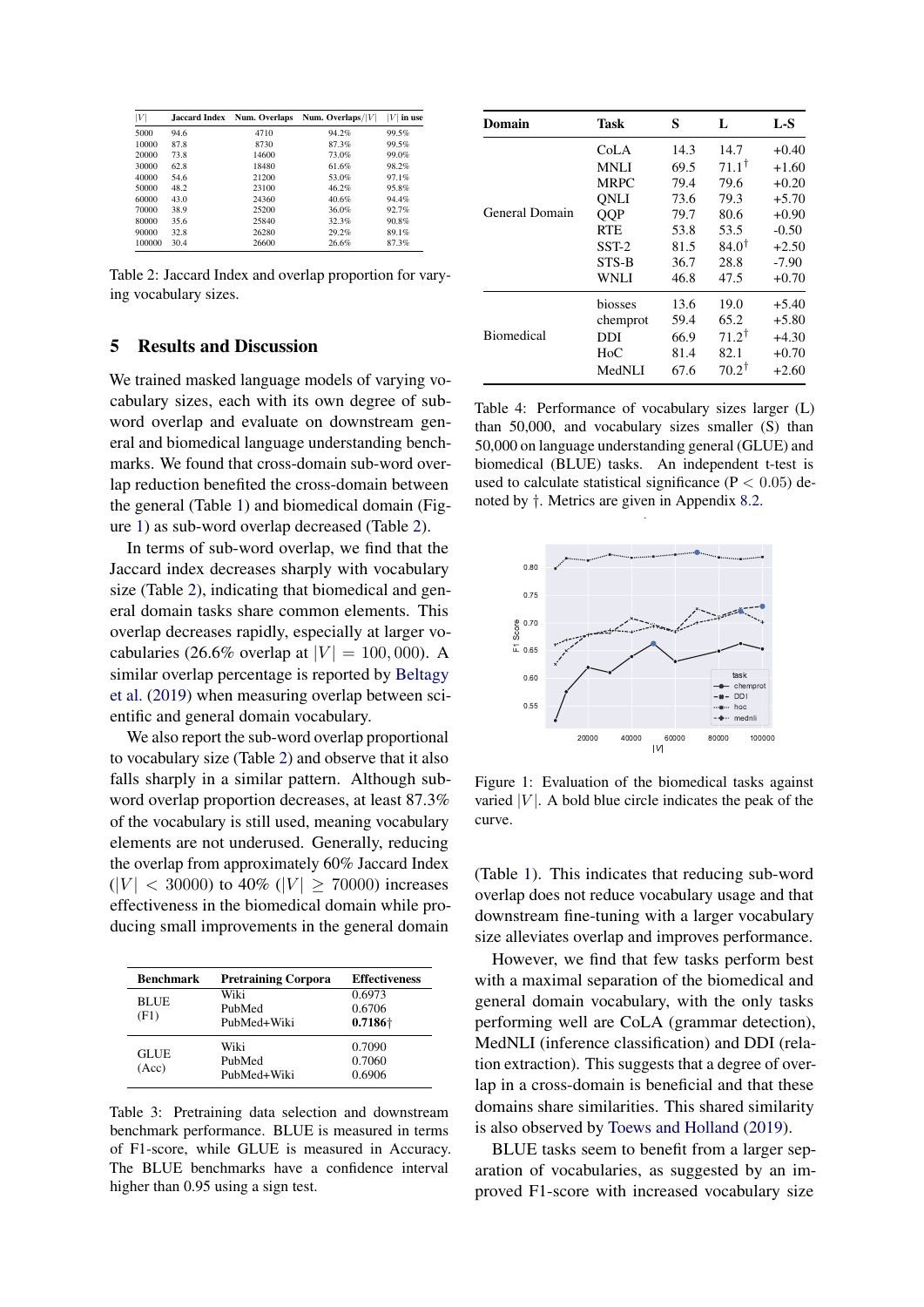| $\|V\|$ | Jaccard Index | Num. Overlaps | Num. Overlaps/$\|V\|$ | $\|V\|$ in use |
|---|---|---|---|---|
| 5000 | 94.6 | 4710 | 94.2% | 99.5% |
| 10000 | 87.8 | 8730 | 87.3% | 99.5% |
| 20000 | 73.8 | 14600 | 73.0% | 99.0% |
| 30000 | 62.8 | 18480 | 61.6% | 98.2% |
| 40000 | 54.6 | 21200 | 53.0% | 97.1% |
| 50000 | 48.2 | 23100 | 46.2% | 95.8% |
| 60000 | 43.0 | 24360 | 40.6% | 94.4% |
| 70000 | 38.9 | 25200 | 36.0% | 92.7% |
| 80000 | 35.6 | 25840 | 32.3% | 90.8% |
| 90000 | 32.8 | 26280 | 29.2% | 89.1% |
| 100000 | 30.4 | 26600 | 26.6% | 87.3% |

Table 2: Jaccard Index and overlap proportion for varying vocabulary sizes.

## 5 Results and Discussion

We trained masked language models of varying vocabulary sizes, each with its own degree of sub-word overlap and evaluate on downstream general and biomedical language understanding benchmarks. We found that cross-domain sub-word overlap reduction benefited the cross-domain between the general (Table 1) and biomedical domain (Figure 1) as sub-word overlap decreased (Table 2).

In terms of sub-word overlap, we find that the Jaccard index decreases sharply with vocabulary size (Table 2), indicating that biomedical and general domain tasks share common elements. This overlap decreases rapidly, especially at larger vocabularies (26.6% overlap at $|V| = 100,000$). A similar overlap percentage is reported by Beltagy et al. (2019) when measuring overlap between scientific and general domain vocabulary.

We also report the sub-word overlap proportional to vocabulary size (Table 2) and observe that it also falls sharply in a similar pattern. Although sub-word overlap proportion decreases, at least 87.3% of the vocabulary is still used, meaning vocabulary elements are not underused. Generally, reducing the overlap from approximately 60% Jaccard Index ($|V| < 30000$) to 40% ($|V| \geq 70000$) increases effectiveness in the biomedical domain while producing small improvements in the general domain

| Benchmark | Pretraining Corpora | Effectiveness |
|---|---|---|
| BLUE (F1) | Wiki | 0.6973 |
| | PubMed | 0.6706 |
| | PubMed+Wiki | **0.7186**† |
| GLUE (Acc) | Wiki | 0.7090 |
| | PubMed | 0.7060 |
| | PubMed+Wiki | 0.6906 |

Table 3: Pretraining data selection and downstream benchmark performance. BLUE is measured in terms of F1-score, while GLUE is measured in Accuracy. The BLUE benchmarks have a confidence interval higher than 0.95 using a sign test.

| Domain | Task | S | L | L-S |
|---|---|---|---|---|
| General Domain | CoLA | 14.3 | 14.7 | +0.40 |
| | MNLI | 69.5 | 71.1† | +1.60 |
| | MRPC | 79.4 | 79.6 | +0.20 |
| | QNLI | 73.6 | 79.3 | +5.70 |
| | QQP | 79.7 | 80.6 | +0.90 |
| | RTE | 53.8 | 53.5 | -0.50 |
| | SST-2 | 81.5 | 84.0† | +2.50 |
| | STS-B | 36.7 | 28.8 | -7.90 |
| | WNLI | 46.8 | 47.5 | +0.70 |
| Biomedical | biosses | 13.6 | 19.0 | +5.40 |
| | chemprot | 59.4 | 65.2 | +5.80 |
| | DDI | 66.9 | 71.2† | +4.30 |
| | HoC | 81.4 | 82.1 | +0.70 |
| | MedNLI | 67.6 | 70.2† | +2.60 |

Table 4: Performance of vocabulary sizes larger (L) than 50,000, and vocabulary sizes smaller (S) than 50,000 on language understanding general (GLUE) and biomedical (BLUE) tasks. An independent t-test is used to calculate statistical significance ($P < 0.05$) denoted by †. Metrics are given in Appendix 8.2.

Figure 1: Evaluation of the biomedical tasks against varied $|V|$. A bold blue circle indicates the peak of the curve.

(Table 1). This indicates that reducing sub-word overlap does not reduce vocabulary usage and that downstream fine-tuning with a larger vocabulary size alleviates overlap and improves performance.

However, we find that few tasks perform best with a maximal separation of the biomedical and general domain vocabulary, with the only tasks performing well are CoLA (grammar detection), MedNLI (inference classification) and DDI (relation extraction). This suggests that a degree of overlap in a cross-domain is beneficial and that these domains share similarities. This shared similarity is also observed by Toews and Holland (2019).

BLUE tasks seem to benefit from a larger separation of vocabularies, as suggested by an improved F1-score with increased vocabulary size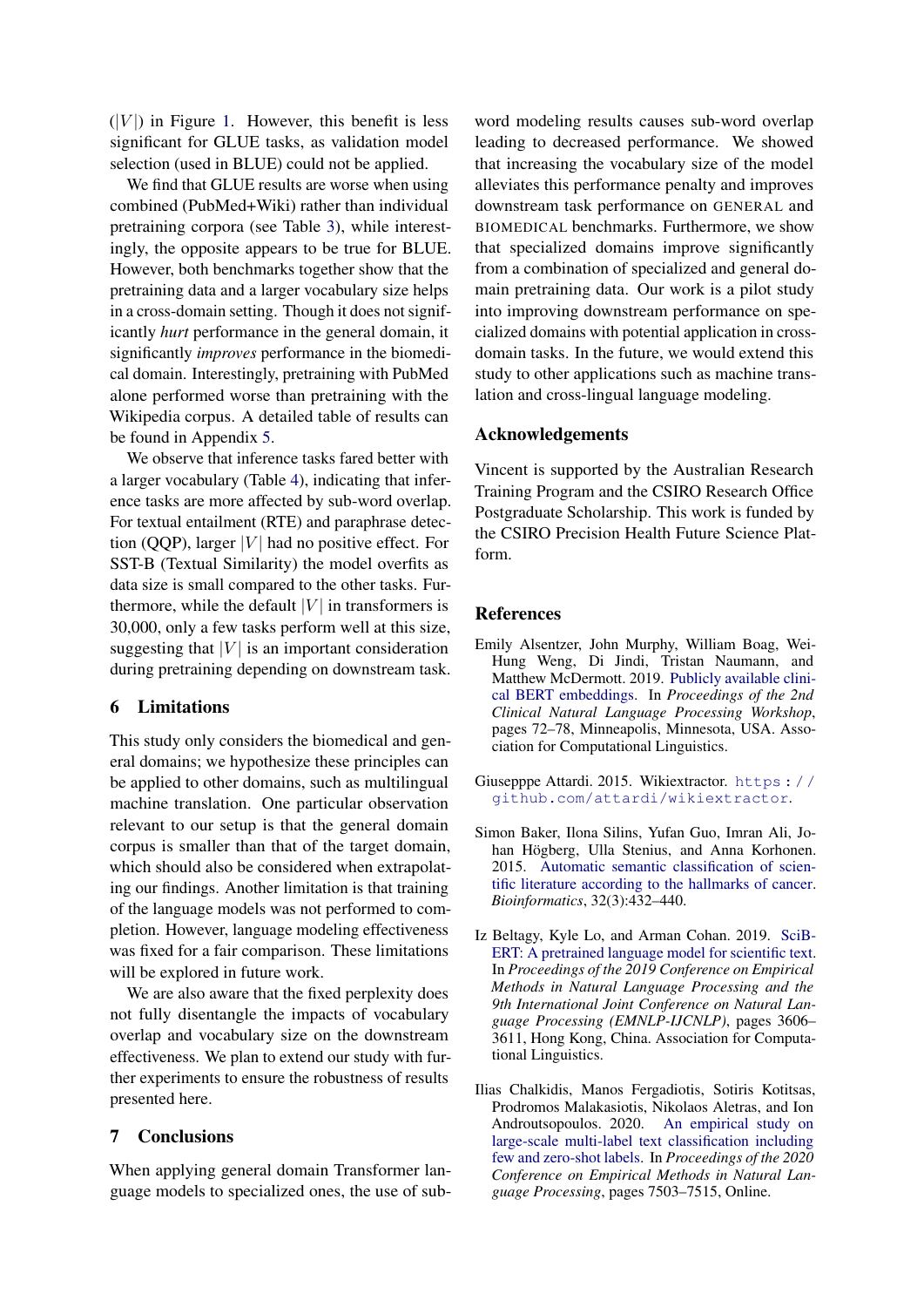($|V|$) in Figure 1. However, this benefit is less significant for GLUE tasks, as validation model selection (used in BLUE) could not be applied.

We find that GLUE results are worse when using combined (PubMed+Wiki) rather than individual pretraining corpora (see Table 3), while interestingly, the opposite appears to be true for BLUE. However, both benchmarks together show that the pretraining data and a larger vocabulary size helps in a cross-domain setting. Though it does not significantly *hurt* performance in the general domain, it significantly *improves* performance in the biomedical domain. Interestingly, pretraining with PubMed alone performed worse than pretraining with the Wikipedia corpus. A detailed table of results can be found in Appendix 5.

We observe that inference tasks fared better with a larger vocabulary (Table 4), indicating that inference tasks are more affected by sub-word overlap. For textual entailment (RTE) and paraphrase detection (QQP), larger $|V|$ had no positive effect. For SST-B (Textual Similarity) the model overfits as data size is small compared to the other tasks. Furthermore, while the default $|V|$ in transformers is 30,000, only a few tasks perform well at this size, suggesting that $|V|$ is an important consideration during pretraining depending on downstream task.

## 6 Limitations

This study only considers the biomedical and general domains; we hypothesize these principles can be applied to other domains, such as multilingual machine translation. One particular observation relevant to our setup is that the general domain corpus is smaller than that of the target domain, which should also be considered when extrapolating our findings. Another limitation is that training of the language models was not performed to completion. However, language modeling effectiveness was fixed for a fair comparison. These limitations will be explored in future work.

We are also aware that the fixed perplexity does not fully disentangle the impacts of vocabulary overlap and vocabulary size on the downstream effectiveness. We plan to extend our study with further experiments to ensure the robustness of results presented here.

## 7 Conclusions

When applying general domain Transformer language models to specialized ones, the use of sub-word modeling results causes sub-word overlap leading to decreased performance. We showed that increasing the vocabulary size of the model alleviates this performance penalty and improves downstream task performance on GENERAL and BIOMEDICAL benchmarks. Furthermore, we show that specialized domains improve significantly from a combination of specialized and general domain pretraining data. Our work is a pilot study into improving downstream performance on specialized domains with potential application in cross-domain tasks. In the future, we would extend this study to other applications such as machine translation and cross-lingual language modeling.

## Acknowledgements

Vincent is supported by the Australian Research Training Program and the CSIRO Research Office Postgraduate Scholarship. This work is funded by the CSIRO Precision Health Future Science Platform.

## References

Emily Alsentzer, John Murphy, William Boag, Wei-Hung Weng, Di Jindi, Tristan Naumann, and Matthew McDermott. 2019. Publicly available clinical BERT embeddings. In *Proceedings of the 2nd Clinical Natural Language Processing Workshop*, pages 72–78, Minneapolis, Minnesota, USA. Association for Computational Linguistics.

Giusepppe Attardi. 2015. Wikiextractor. https://github.com/attardi/wikiextractor.

Simon Baker, Ilona Silins, Yufan Guo, Imran Ali, Johan Högberg, Ulla Stenius, and Anna Korhonen. 2015. Automatic semantic classification of scientific literature according to the hallmarks of cancer. *Bioinformatics*, 32(3):432–440.

Iz Beltagy, Kyle Lo, and Arman Cohan. 2019. SciBERT: A pretrained language model for scientific text. In *Proceedings of the 2019 Conference on Empirical Methods in Natural Language Processing and the 9th International Joint Conference on Natural Language Processing (EMNLP-IJCNLP)*, pages 3606–3611, Hong Kong, China. Association for Computational Linguistics.

Ilias Chalkidis, Manos Fergadiotis, Sotiris Kotitsas, Prodromos Malakasiotis, Nikolaos Aletras, and Ion Androutsopoulos. 2020. An empirical study on large-scale multi-label text classification including few and zero-shot labels. In *Proceedings of the 2020 Conference on Empirical Methods in Natural Language Processing*, pages 7503–7515, Online.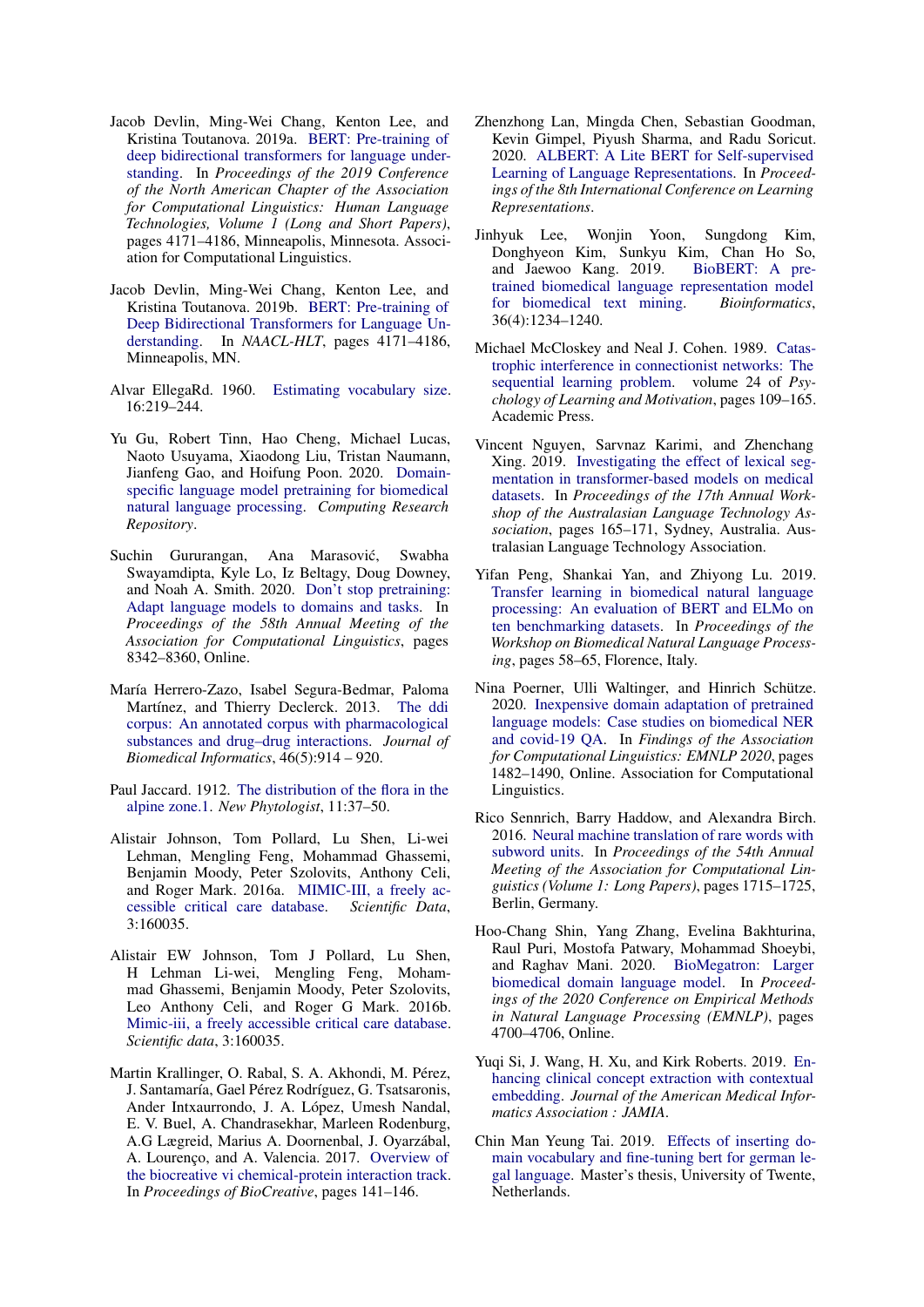Jacob Devlin, Ming-Wei Chang, Kenton Lee, and Kristina Toutanova. 2019a. BERT: Pre-training of deep bidirectional transformers for language understanding. In *Proceedings of the 2019 Conference of the North American Chapter of the Association for Computational Linguistics: Human Language Technologies, Volume 1 (Long and Short Papers)*, pages 4171–4186, Minneapolis, Minnesota. Association for Computational Linguistics.

Jacob Devlin, Ming-Wei Chang, Kenton Lee, and Kristina Toutanova. 2019b. BERT: Pre-training of Deep Bidirectional Transformers for Language Understanding. In *NAACL-HLT*, pages 4171–4186, Minneapolis, MN.

Alvar EllegaRd. 1960. Estimating vocabulary size. 16:219–244.

Yu Gu, Robert Tinn, Hao Cheng, Michael Lucas, Naoto Usuyama, Xiaodong Liu, Tristan Naumann, Jianfeng Gao, and Hoifung Poon. 2020. Domain-specific language model pretraining for biomedical natural language processing. *Computing Research Repository*.

Suchin Gururangan, Ana Marasović, Swabha Swayamdipta, Kyle Lo, Iz Beltagy, Doug Downey, and Noah A. Smith. 2020. Don't stop pretraining: Adapt language models to domains and tasks. In *Proceedings of the 58th Annual Meeting of the Association for Computational Linguistics*, pages 8342–8360, Online.

María Herrero-Zazo, Isabel Segura-Bedmar, Paloma Martínez, and Thierry Declerck. 2013. The ddi corpus: An annotated corpus with pharmacological substances and drug–drug interactions. *Journal of Biomedical Informatics*, 46(5):914 – 920.

Paul Jaccard. 1912. The distribution of the flora in the alpine zone.1. *New Phytologist*, 11:37–50.

Alistair Johnson, Tom Pollard, Lu Shen, Li-wei Lehman, Mengling Feng, Mohammad Ghassemi, Benjamin Moody, Peter Szolovits, Anthony Celi, and Roger Mark. 2016a. MIMIC-III, a freely accessible critical care database. *Scientific Data*, 3:160035.

Alistair EW Johnson, Tom J Pollard, Lu Shen, H Lehman Li-wei, Mengling Feng, Mohammad Ghassemi, Benjamin Moody, Peter Szolovits, Leo Anthony Celi, and Roger G Mark. 2016b. Mimic-iii, a freely accessible critical care database. *Scientific data*, 3:160035.

Martin Krallinger, O. Rabal, S. A. Akhondi, M. Pérez, J. Santamaría, Gael Pérez Rodríguez, G. Tsatsaronis, Ander Intxaurrondo, J. A. López, Umesh Nandal, E. V. Buel, A. Chandrasekhar, Marleen Rodenburg, A.G Lægreid, Marius A. Doornenbal, J. Oyarzábal, A. Lourenço, and A. Valencia. 2017. Overview of the biocreative vi chemical-protein interaction track. In *Proceedings of BioCreative*, pages 141–146.

Zhenzhong Lan, Mingda Chen, Sebastian Goodman, Kevin Gimpel, Piyush Sharma, and Radu Soricut. 2020. ALBERT: A Lite BERT for Self-supervised Learning of Language Representations. In *Proceedings of the 8th International Conference on Learning Representations*.

Jinhyuk Lee, Wonjin Yoon, Sungdong Kim, Donghyeon Kim, Sunkyu Kim, Chan Ho So, and Jaewoo Kang. 2019. BioBERT: A pre-trained biomedical language representation model for biomedical text mining. *Bioinformatics*, 36(4):1234–1240.

Michael McCloskey and Neal J. Cohen. 1989. Catastrophic interference in connectionist networks: The sequential learning problem. volume 24 of *Psychology of Learning and Motivation*, pages 109–165. Academic Press.

Vincent Nguyen, Sarvnaz Karimi, and Zhenchang Xing. 2019. Investigating the effect of lexical segmentation in transformer-based models on medical datasets. In *Proceedings of the 17th Annual Workshop of the Australasian Language Technology Association*, pages 165–171, Sydney, Australia. Australasian Language Technology Association.

Yifan Peng, Shankai Yan, and Zhiyong Lu. 2019. Transfer learning in biomedical natural language processing: An evaluation of BERT and ELMo on ten benchmarking datasets. In *Proceedings of the Workshop on Biomedical Natural Language Processing*, pages 58–65, Florence, Italy.

Nina Poerner, Ulli Waltinger, and Hinrich Schütze. 2020. Inexpensive domain adaptation of pretrained language models: Case studies on biomedical NER and covid-19 QA. In *Findings of the Association for Computational Linguistics: EMNLP 2020*, pages 1482–1490, Online. Association for Computational Linguistics.

Rico Sennrich, Barry Haddow, and Alexandra Birch. 2016. Neural machine translation of rare words with subword units. In *Proceedings of the 54th Annual Meeting of the Association for Computational Linguistics (Volume 1: Long Papers)*, pages 1715–1725, Berlin, Germany.

Hoo-Chang Shin, Yang Zhang, Evelina Bakhturina, Raul Puri, Mostofa Patwary, Mohammad Shoeybi, and Raghav Mani. 2020. BioMegatron: Larger biomedical domain language model. In *Proceedings of the 2020 Conference on Empirical Methods in Natural Language Processing (EMNLP)*, pages 4700–4706, Online.

Yuqi Si, J. Wang, H. Xu, and Kirk Roberts. 2019. Enhancing clinical concept extraction with contextual embedding. *Journal of the American Medical Informatics Association : JAMIA*.

Chin Man Yeung Tai. 2019. Effects of inserting domain vocabulary and fine-tuning bert for german legal language. Master's thesis, University of Twente, Netherlands.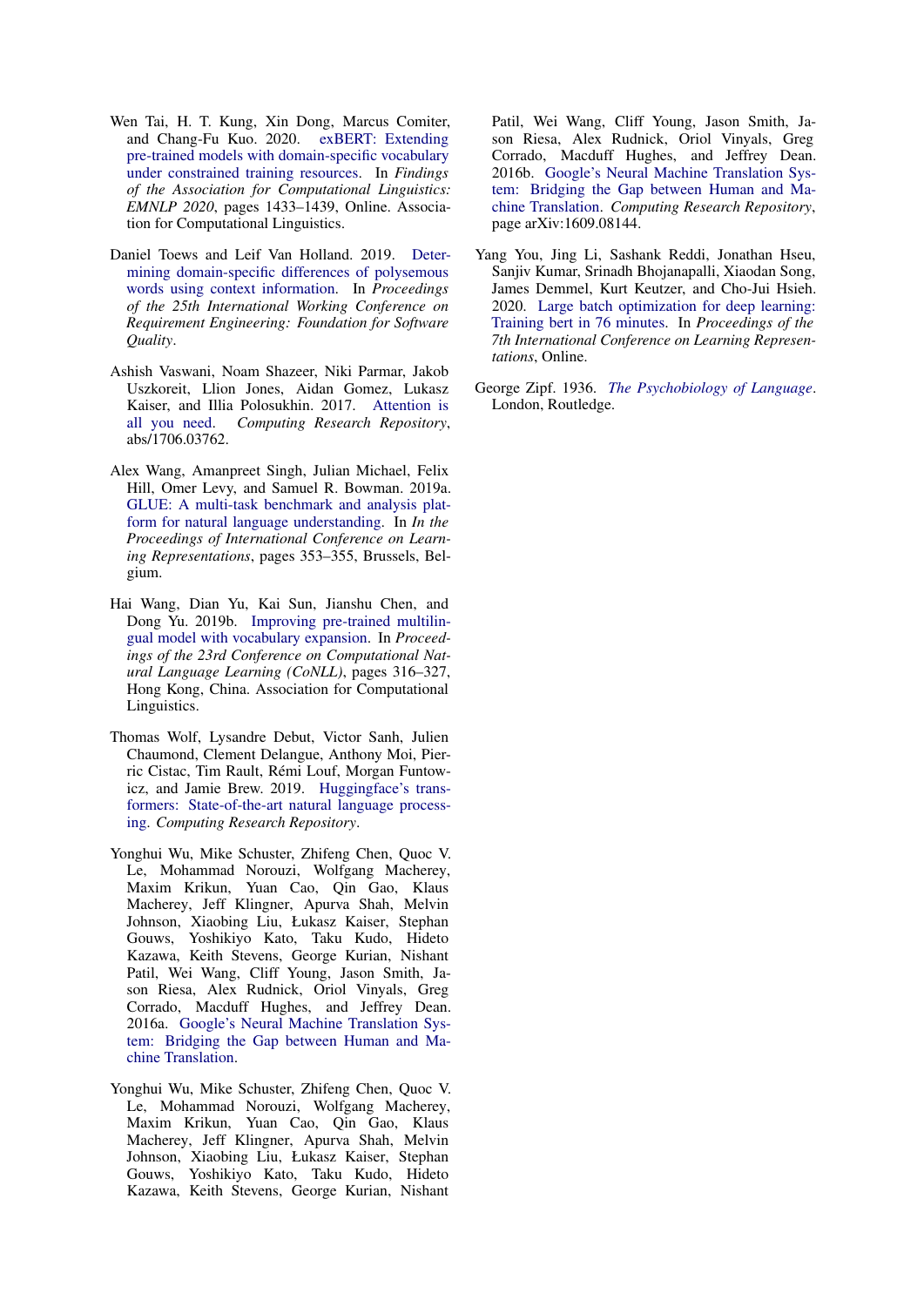Wen Tai, H. T. Kung, Xin Dong, Marcus Comiter, and Chang-Fu Kuo. 2020. exBERT: Extending pre-trained models with domain-specific vocabulary under constrained training resources. In *Findings of the Association for Computational Linguistics: EMNLP 2020*, pages 1433–1439, Online. Association for Computational Linguistics.

Daniel Toews and Leif Van Holland. 2019. Determining domain-specific differences of polysemous words using context information. In *Proceedings of the 25th International Working Conference on Requirement Engineering: Foundation for Software Quality*.

Ashish Vaswani, Noam Shazeer, Niki Parmar, Jakob Uszkoreit, Llion Jones, Aidan Gomez, Lukasz Kaiser, and Illia Polosukhin. 2017. Attention is all you need. *Computing Research Repository*, abs/1706.03762.

Alex Wang, Amanpreet Singh, Julian Michael, Felix Hill, Omer Levy, and Samuel R. Bowman. 2019a. GLUE: A multi-task benchmark and analysis platform for natural language understanding. In *In the Proceedings of International Conference on Learning Representations*, pages 353–355, Brussels, Belgium.

Hai Wang, Dian Yu, Kai Sun, Jianshu Chen, and Dong Yu. 2019b. Improving pre-trained multilingual model with vocabulary expansion. In *Proceedings of the 23rd Conference on Computational Natural Language Learning (CoNLL)*, pages 316–327, Hong Kong, China. Association for Computational Linguistics.

Thomas Wolf, Lysandre Debut, Victor Sanh, Julien Chaumond, Clement Delangue, Anthony Moi, Pierric Cistac, Tim Rault, Rémi Louf, Morgan Funtowicz, and Jamie Brew. 2019. Huggingface's transformers: State-of-the-art natural language processing. *Computing Research Repository*.

Yonghui Wu, Mike Schuster, Zhifeng Chen, Quoc V. Le, Mohammad Norouzi, Wolfgang Macherey, Maxim Krikun, Yuan Cao, Qin Gao, Klaus Macherey, Jeff Klingner, Apurva Shah, Melvin Johnson, Xiaobing Liu, Łukasz Kaiser, Stephan Gouws, Yoshikiyo Kato, Taku Kudo, Hideto Kazawa, Keith Stevens, George Kurian, Nishant Patil, Wei Wang, Cliff Young, Jason Smith, Jason Riesa, Alex Rudnick, Oriol Vinyals, Greg Corrado, Macduff Hughes, and Jeffrey Dean. 2016a. Google's Neural Machine Translation System: Bridging the Gap between Human and Machine Translation.

Yonghui Wu, Mike Schuster, Zhifeng Chen, Quoc V. Le, Mohammad Norouzi, Wolfgang Macherey, Maxim Krikun, Yuan Cao, Qin Gao, Klaus Macherey, Jeff Klingner, Apurva Shah, Melvin Johnson, Xiaobing Liu, Łukasz Kaiser, Stephan Gouws, Yoshikiyo Kato, Taku Kudo, Hideto Kazawa, Keith Stevens, George Kurian, Nishant Patil, Wei Wang, Cliff Young, Jason Smith, Jason Riesa, Alex Rudnick, Oriol Vinyals, Greg Corrado, Macduff Hughes, and Jeffrey Dean. 2016b. Google's Neural Machine Translation System: Bridging the Gap between Human and Machine Translation. *Computing Research Repository*, page arXiv:1609.08144.

Yang You, Jing Li, Sashank Reddi, Jonathan Hseu, Sanjiv Kumar, Srinadh Bhojanapalli, Xiaodan Song, James Demmel, Kurt Keutzer, and Cho-Jui Hsieh. 2020. Large batch optimization for deep learning: Training bert in 76 minutes. In *Proceedings of the 7th International Conference on Learning Representations*, Online.

George Zipf. 1936. *The Psychobiology of Language*. London, Routledge.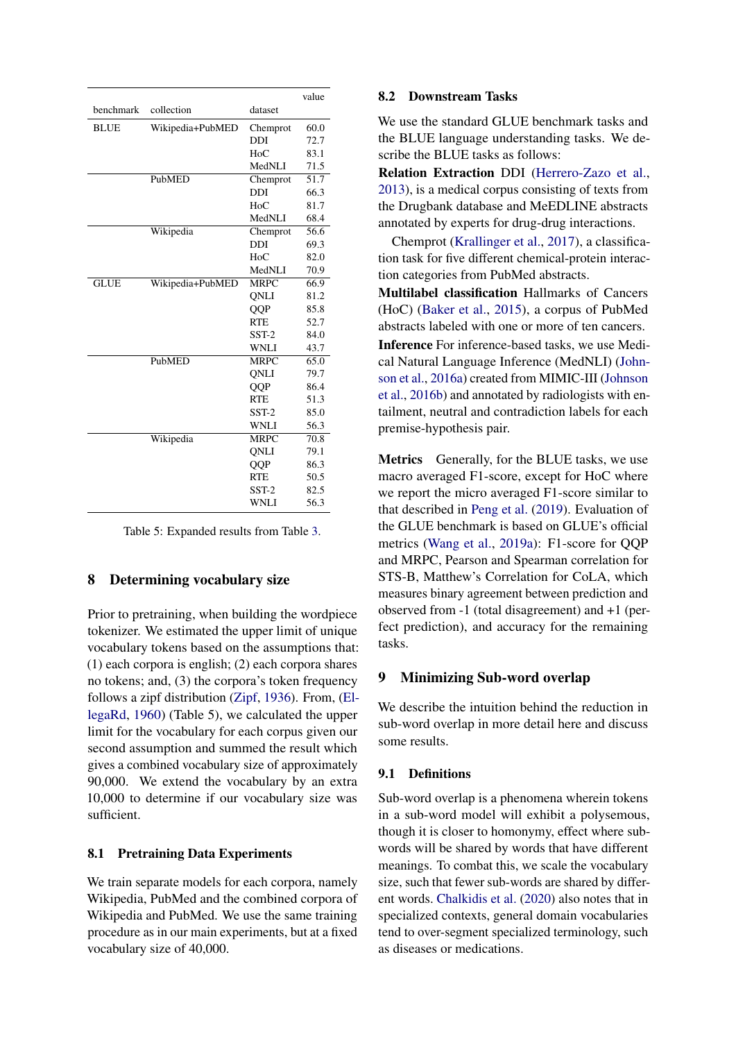| benchmark | collection | dataset | value |
|---|---|---|---|
| BLUE | Wikipedia+PubMED | Chemprot | 60.0 |
| | | DDI | 72.7 |
| | | HoC | 83.1 |
| | | MedNLI | 71.5 |
| | PubMED | Chemprot | 51.7 |
| | | DDI | 66.3 |
| | | HoC | 81.7 |
| | | MedNLI | 68.4 |
| | Wikipedia | Chemprot | 56.6 |
| | | DDI | 69.3 |
| | | HoC | 82.0 |
| | | MedNLI | 70.9 |
| GLUE | Wikipedia+PubMED | MRPC | 66.9 |
| | | QNLI | 81.2 |
| | | QQP | 85.8 |
| | | RTE | 52.7 |
| | | SST-2 | 84.0 |
| | | WNLI | 43.7 |
| | PubMED | MRPC | 65.0 |
| | | QNLI | 79.7 |
| | | QQP | 86.4 |
| | | RTE | 51.3 |
| | | SST-2 | 85.0 |
| | | WNLI | 56.3 |
| | Wikipedia | MRPC | 70.8 |
| | | QNLI | 79.1 |
| | | QQP | 86.3 |
| | | RTE | 50.5 |
| | | SST-2 | 82.5 |
| | | WNLI | 56.3 |

Table 5: Expanded results from Table 3.

## 8 Determining vocabulary size

Prior to pretraining, when building the wordpiece tokenizer. We estimated the upper limit of unique vocabulary tokens based on the assumptions that: (1) each corpora is english; (2) each corpora shares no tokens; and, (3) the corpora's token frequency follows a zipf distribution (Zipf, 1936). From, (EllegaRd, 1960) (Table 5), we calculated the upper limit for the vocabulary for each corpus given our second assumption and summed the result which gives a combined vocabulary size of approximately 90,000. We extend the vocabulary by an extra 10,000 to determine if our vocabulary size was sufficient.

### 8.1 Pretraining Data Experiments

We train separate models for each corpora, namely Wikipedia, PubMed and the combined corpora of Wikipedia and PubMed. We use the same training procedure as in our main experiments, but at a fixed vocabulary size of 40,000.

### 8.2 Downstream Tasks

We use the standard GLUE benchmark tasks and the BLUE language understanding tasks. We describe the BLUE tasks as follows:

**Relation Extraction** DDI (Herrero-Zazo et al., 2013), is a medical corpus consisting of texts from the Drugbank database and MeEDLINE abstracts annotated by experts for drug-drug interactions.

Chemprot (Krallinger et al., 2017), a classification task for five different chemical-protein interaction categories from PubMed abstracts.

**Multilabel classification** Hallmarks of Cancers (HoC) (Baker et al., 2015), a corpus of PubMed abstracts labeled with one or more of ten cancers.

**Inference** For inference-based tasks, we use Medical Natural Language Inference (MedNLI) (Johnson et al., 2016a) created from MIMIC-III (Johnson et al., 2016b) and annotated by radiologists with entailment, neutral and contradiction labels for each premise-hypothesis pair.

**Metrics** Generally, for the BLUE tasks, we use macro averaged F1-score, except for HoC where we report the micro averaged F1-score similar to that described in Peng et al. (2019). Evaluation of the GLUE benchmark is based on GLUE's official metrics (Wang et al., 2019a): F1-score for QQP and MRPC, Pearson and Spearman correlation for STS-B, Matthew's Correlation for CoLA, which measures binary agreement between prediction and observed from -1 (total disagreement) and +1 (perfect prediction), and accuracy for the remaining tasks.

## 9 Minimizing Sub-word overlap

We describe the intuition behind the reduction in sub-word overlap in more detail here and discuss some results.

### 9.1 Definitions

Sub-word overlap is a phenomena wherein tokens in a sub-word model will exhibit a polysemous, though it is closer to homonymy, effect where sub-words will be shared by words that have different meanings. To combat this, we scale the vocabulary size, such that fewer sub-words are shared by different words. Chalkidis et al. (2020) also notes that in specialized contexts, general domain vocabularies tend to over-segment specialized terminology, such as diseases or medications.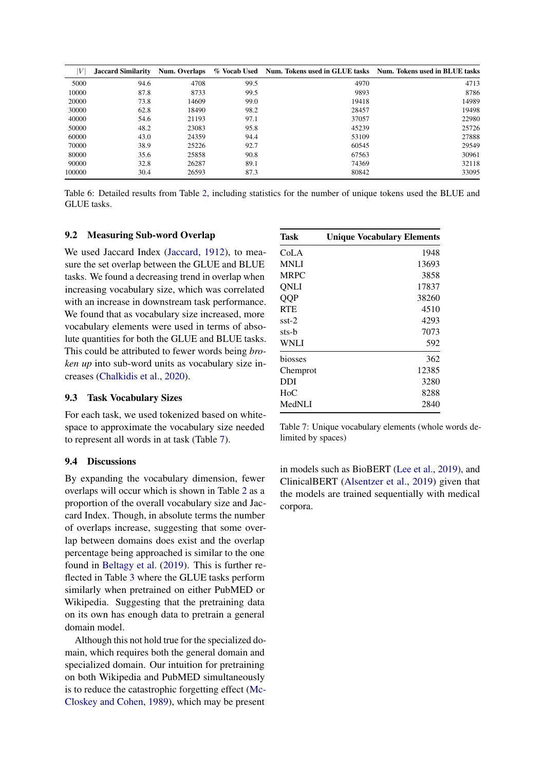| $\|V\|$ | Jaccard Similarity | Num. Overlaps | % Vocab Used | Num. Tokens used in GLUE tasks | Num. Tokens used in BLUE tasks |
|---|---|---|---|---|---|
| 5000 | 94.6 | 4708 | 99.5 | 4970 | 4713 |
| 10000 | 87.8 | 8733 | 99.5 | 9893 | 8786 |
| 20000 | 73.8 | 14609 | 99.0 | 19418 | 14989 |
| 30000 | 62.8 | 18490 | 98.2 | 28457 | 19498 |
| 40000 | 54.6 | 21193 | 97.1 | 37057 | 22980 |
| 50000 | 48.2 | 23083 | 95.8 | 45239 | 25726 |
| 60000 | 43.0 | 24359 | 94.4 | 53109 | 27888 |
| 70000 | 38.9 | 25226 | 92.7 | 60545 | 29549 |
| 80000 | 35.6 | 25858 | 90.8 | 67563 | 30961 |
| 90000 | 32.8 | 26287 | 89.1 | 74369 | 32118 |
| 100000 | 30.4 | 26593 | 87.3 | 80842 | 33095 |

Table 6: Detailed results from Table 2, including statistics for the number of unique tokens used the BLUE and GLUE tasks.

## 9.2 Measuring Sub-word Overlap

We used Jaccard Index (Jaccard, 1912), to measure the set overlap between the GLUE and BLUE tasks. We found a decreasing trend in overlap when increasing vocabulary size, which was correlated with an increase in downstream task performance. We found that as vocabulary size increased, more vocabulary elements were used in terms of absolute quantities for both the GLUE and BLUE tasks. This could be attributed to fewer words being *broken up* into sub-word units as vocabulary size increases (Chalkidis et al., 2020).

## 9.3 Task Vocabulary Sizes

For each task, we used tokenized based on whitespace to approximate the vocabulary size needed to represent all words in at task (Table 7).

## 9.4 Discussions

By expanding the vocabulary dimension, fewer overlaps will occur which is shown in Table 2 as a proportion of the overall vocabulary size and Jaccard Index. Though, in absolute terms the number of overlaps increase, suggesting that some overlap between domains does exist and the overlap percentage being approached is similar to the one found in Beltagy et al. (2019). This is further reflected in Table 3 where the GLUE tasks perform similarly when pretrained on either PubMED or Wikipedia. Suggesting that the pretraining data on its own has enough data to pretrain a general domain model.

Although this not hold true for the specialized domain, which requires both the general domain and specialized domain. Our intuition for pretraining on both Wikipedia and PubMED simultaneously is to reduce the catastrophic forgetting effect (McCloskey and Cohen, 1989), which may be present in models such as BioBERT (Lee et al., 2019), and ClinicalBERT (Alsentzer et al., 2019) given that the models are trained sequentially with medical corpora.

| Task | Unique Vocabulary Elements |
|---|---|
| CoLA | 1948 |
| MNLI | 13693 |
| MRPC | 3858 |
| QNLI | 17837 |
| QQP | 38260 |
| RTE | 4510 |
| sst-2 | 4293 |
| sts-b | 7073 |
| WNLI | 592 |
| biosses | 362 |
| Chemprot | 12385 |
| DDI | 3280 |
| HoC | 8288 |
| MedNLI | 2840 |

Table 7: Unique vocabulary elements (whole words delimited by spaces)